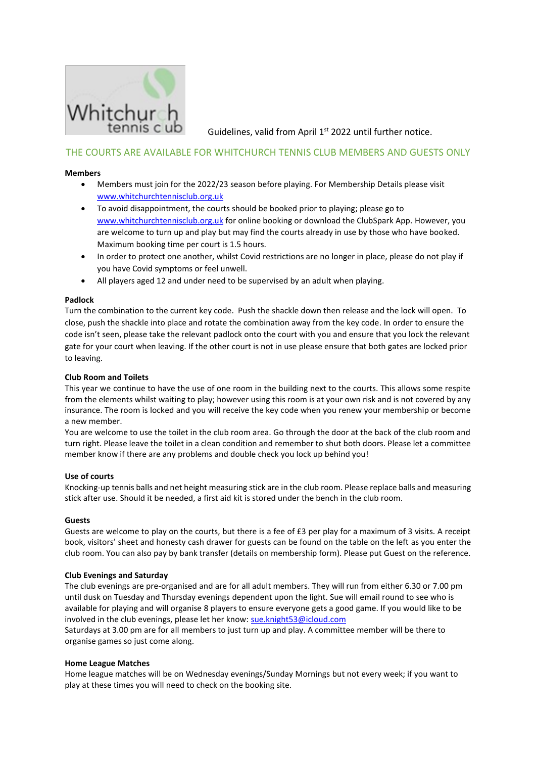Guidelines, valid from April 1st 2022 until further notice.

## THE COURTS ARE AVAILABLE FOR WHITCHURCH TENNIS CLUB MEMBERS AND GUESTS ONLY

**Members**

- Members must join for the 2022/23 season before playing. For Membership Details please visit www.whitchurchtennisclub.org.uk
- To avoid disappointment, the courts should be booked prior to playing; please go to www.whitchurchtennisclub.org.uk for online booking or download the ClubSpark App. However, you are welcome to turn up and play but may find the courts already in use by those who have booked. Maximum booking time per court is 1.5 hours.
- In order to protect one another, whilst Covid restrictions are no longer in place, please do not play if you have Covid symptoms or feel unwell.
- All players aged 12 and under need to be supervised by an adult when playing.

**Padlock**

Turn the combination to the current key code. Push the shackle down then release and the lock will open. To close, push the shackle into place and rotate the combination away from the key code. In order to ensure the code isn't seen, please take the relevant padlock onto the court with you and ensure that you lock the relevant gate for your court when leaving. If the other court is not in use please ensure that both gates are locked prior to leaving.

**Club Room and Toilets**

This year we continue to have the use of one room in the building next to the courts. This allows some respite from the elements whilst waiting to play; however using this room is at your own risk and is not covered by any insurance. The room is locked and you will receive the key code when you renew your membership or become a new member.

You are welcome to use the toilet in the club room area. Go through the door at the back of the club room and turn right. Please leave the toilet in a clean condition and remember to shut both doors. Please let a committee member know if there are any problems and double check you lock up behind you!

**Use of courts**

Knocking-up tennis balls and net height measuring stick are in the club room. Please replace balls and measuring stick after use. Should it be needed, a first aid kit is stored under the bench in the club room.

**Guests**

Guests are welcome to play on the courts, but there is a fee of £3 per play for a maximum of 3 visits. A receipt book, visitors' sheet and honesty cash drawer for guests can be found on the table on the left as you enter the club room. You can also pay by bank transfer (details on membership form). Please put Guest on the reference.

**Club Evenings and Saturday**

The club evenings are pre-organised and are for all adult members. They will run from either 6.30 or 7.00 pm until dusk on Tuesday and Thursday evenings dependent upon the light. Sue will email round to see who is available for playing and will organise 8 players to ensure everyone gets a good game. If you would like to be involved in the club evenings, please let her know: sue.knight53@icloud.com

Saturdays at 3.00 pm are for all members to just turn up and play. A committee member will be there to organise games so just come along.

**Home League Matches**

Home league matches will be on Wednesday evenings/Sunday Mornings but not every week; if you want to play at these times you will need to check on the booking site.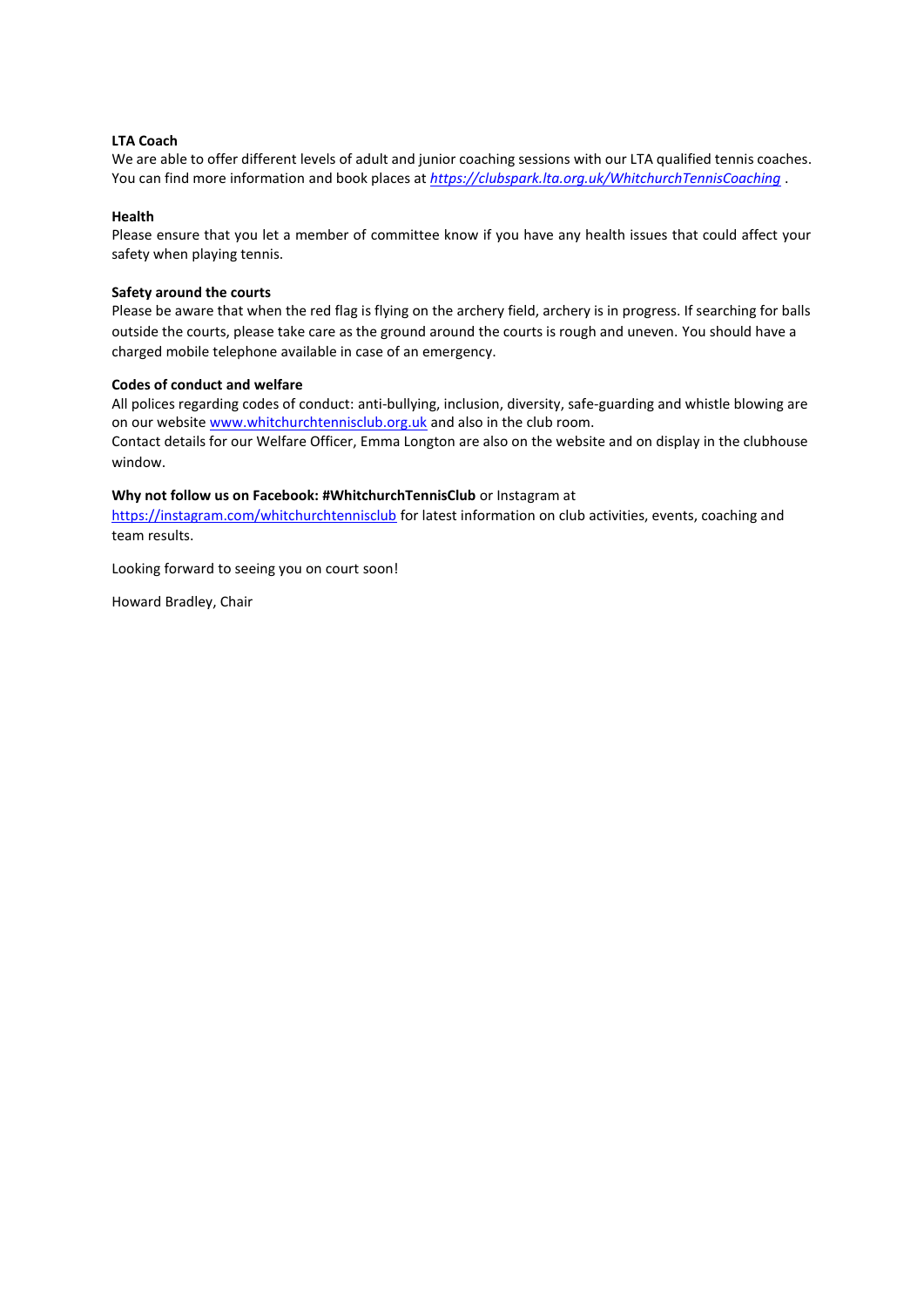**LTA Coach**
We are able to offer different levels of adult and junior coaching sessions with our LTA qualified tennis coaches. You can find more information and book places at *https://clubspark.lta.org.uk/WhitchurchTennisCoaching* .

**Health**
Please ensure that you let a member of committee know if you have any health issues that could affect your safety when playing tennis.

**Safety around the courts**
Please be aware that when the red flag is flying on the archery field, archery is in progress. If searching for balls outside the courts, please take care as the ground around the courts is rough and uneven. You should have a charged mobile telephone available in case of an emergency.

**Codes of conduct and welfare**
All polices regarding codes of conduct: anti-bullying, inclusion, diversity, safe-guarding and whistle blowing are on our website www.whitchurchtennisclub.org.uk and also in the club room.
Contact details for our Welfare Officer, Emma Longton are also on the website and on display in the clubhouse window.

**Why not follow us on Facebook: #WhitchurchTennisClub** or Instagram at https://instagram.com/whitchurchtennisclub for latest information on club activities, events, coaching and team results.

Looking forward to seeing you on court soon!

Howard Bradley, Chair